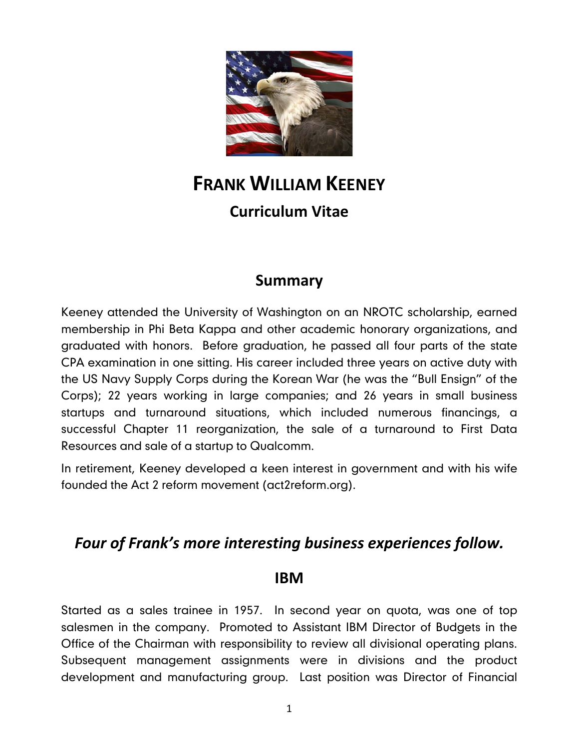# Frank William Keeney

## Curriculum Vitae

## Summary

Keeney attended the University of Washington on an NROTC scholarship, earned membership in Phi Beta Kappa and other academic honorary organizations, and graduated with honors. Before graduation, he passed all four parts of the state CPA examination in one sitting. His career included three years on active duty with the US Navy Supply Corps during the Korean War (he was the "Bull Ensign" of the Corps); 22 years working in large companies; and 26 years in small business startups and turnaround situations, which included numerous financings, a successful Chapter 11 reorganization, the sale of a turnaround to First Data Resources and sale of a startup to Qualcomm.

In retirement, Keeney developed a keen interest in government and with his wife founded the Act 2 reform movement (act2reform.org).

## *Four of Frank's more interesting business experiences follow.*

## IBM

Started as a sales trainee in 1957. In second year on quota, was one of top salesmen in the company. Promoted to Assistant IBM Director of Budgets in the Office of the Chairman with responsibility to review all divisional operating plans. Subsequent management assignments were in divisions and the product development and manufacturing group. Last position was Director of Financial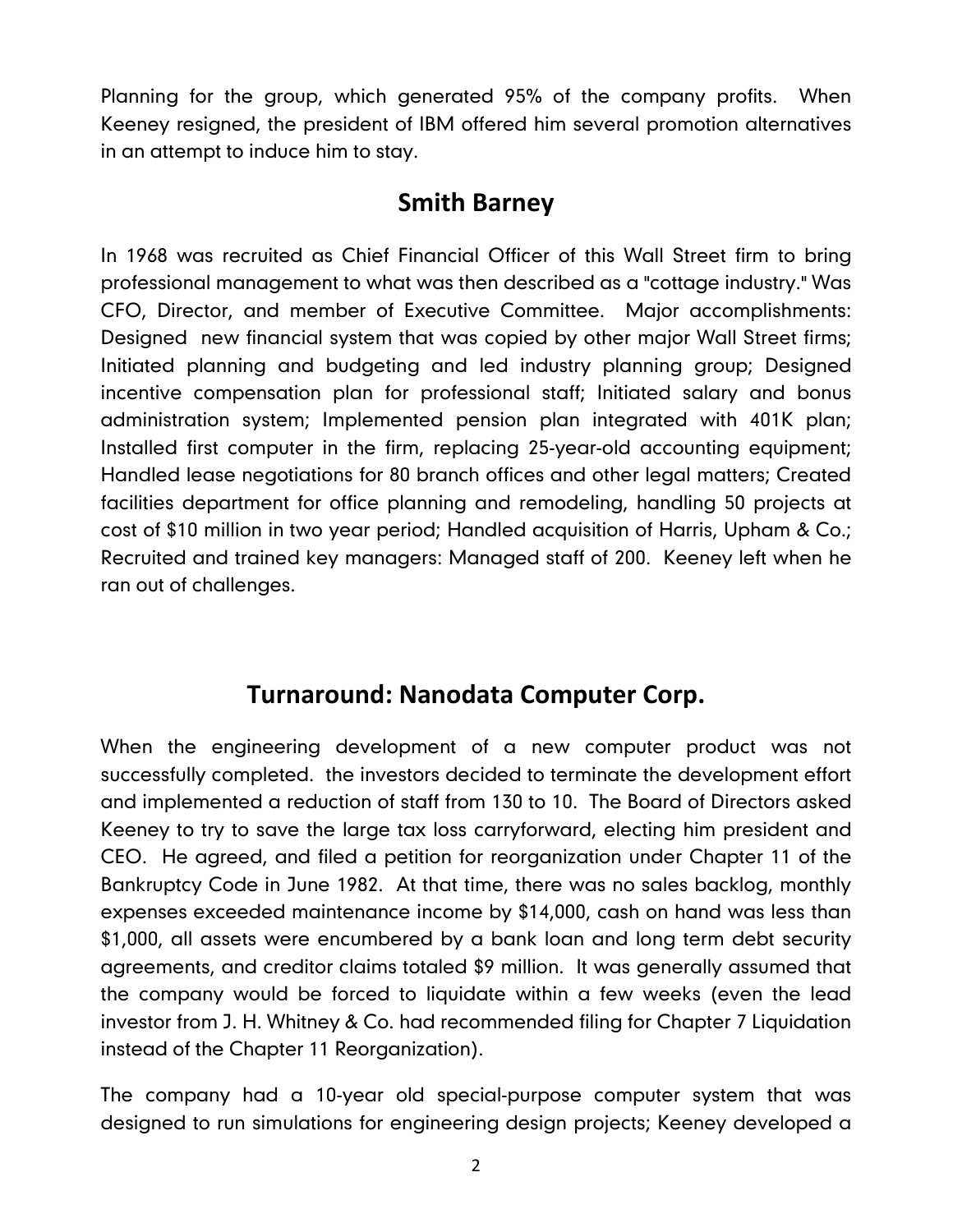Planning for the group, which generated 95% of the company profits. When Keeney resigned, the president of IBM offered him several promotion alternatives in an attempt to induce him to stay.

## Smith Barney

In 1968 was recruited as Chief Financial Officer of this Wall Street firm to bring professional management to what was then described as a "cottage industry." Was CFO, Director, and member of Executive Committee. Major accomplishments: Designed new financial system that was copied by other major Wall Street firms; Initiated planning and budgeting and led industry planning group; Designed incentive compensation plan for professional staff; Initiated salary and bonus administration system; Implemented pension plan integrated with 401K plan; Installed first computer in the firm, replacing 25-year-old accounting equipment; Handled lease negotiations for 80 branch offices and other legal matters; Created facilities department for office planning and remodeling, handling 50 projects at cost of $10 million in two year period; Handled acquisition of Harris, Upham & Co.; Recruited and trained key managers: Managed staff of 200. Keeney left when he ran out of challenges.

## Turnaround: Nanodata Computer Corp.

When the engineering development of a new computer product was not successfully completed. the investors decided to terminate the development effort and implemented a reduction of staff from 130 to 10. The Board of Directors asked Keeney to try to save the large tax loss carryforward, electing him president and CEO. He agreed, and filed a petition for reorganization under Chapter 11 of the Bankruptcy Code in June 1982. At that time, there was no sales backlog, monthly expenses exceeded maintenance income by $14,000, cash on hand was less than $1,000, all assets were encumbered by a bank loan and long term debt security agreements, and creditor claims totaled $9 million. It was generally assumed that the company would be forced to liquidate within a few weeks (even the lead investor from J. H. Whitney & Co. had recommended filing for Chapter 7 Liquidation instead of the Chapter 11 Reorganization).

The company had a 10-year old special-purpose computer system that was designed to run simulations for engineering design projects; Keeney developed a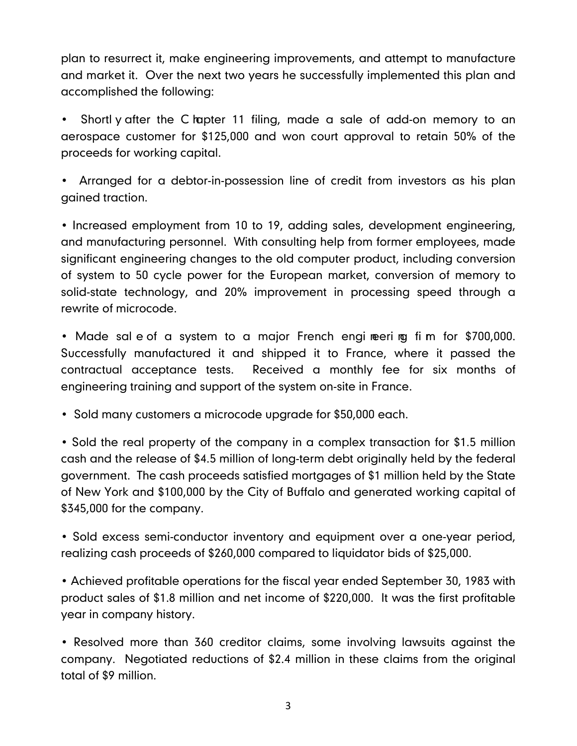plan to resurrect it, make engineering improvements, and attempt to manufacture and market it. Over the next two years he successfully implemented this plan and accomplished the following:

- Shortly after the Chapter 11 filing, made a sale of add-on memory to an aerospace customer for $125,000 and won court approval to retain 50% of the proceeds for working capital.

- Arranged for a debtor-in-possession line of credit from investors as his plan gained traction.

- Increased employment from 10 to 19, adding sales, development engineering, and manufacturing personnel. With consulting help from former employees, made significant engineering changes to the old computer product, including conversion of system to 50 cycle power for the European market, conversion of memory to solid-state technology, and 20% improvement in processing speed through a rewrite of microcode.

- Made sale of a system to a major French engineering firm for $700,000. Successfully manufactured it and shipped it to France, where it passed the contractual acceptance tests. Received a monthly fee for six months of engineering training and support of the system on-site in France.

- Sold many customers a microcode upgrade for $50,000 each.

- Sold the real property of the company in a complex transaction for $1.5 million cash and the release of $4.5 million of long-term debt originally held by the federal government. The cash proceeds satisfied mortgages of $1 million held by the State of New York and $100,000 by the City of Buffalo and generated working capital of $345,000 for the company.

- Sold excess semi-conductor inventory and equipment over a one-year period, realizing cash proceeds of $260,000 compared to liquidator bids of $25,000.

- Achieved profitable operations for the fiscal year ended September 30, 1983 with product sales of $1.8 million and net income of $220,000. It was the first profitable year in company history.

- Resolved more than 360 creditor claims, some involving lawsuits against the company. Negotiated reductions of $2.4 million in these claims from the original total of $9 million.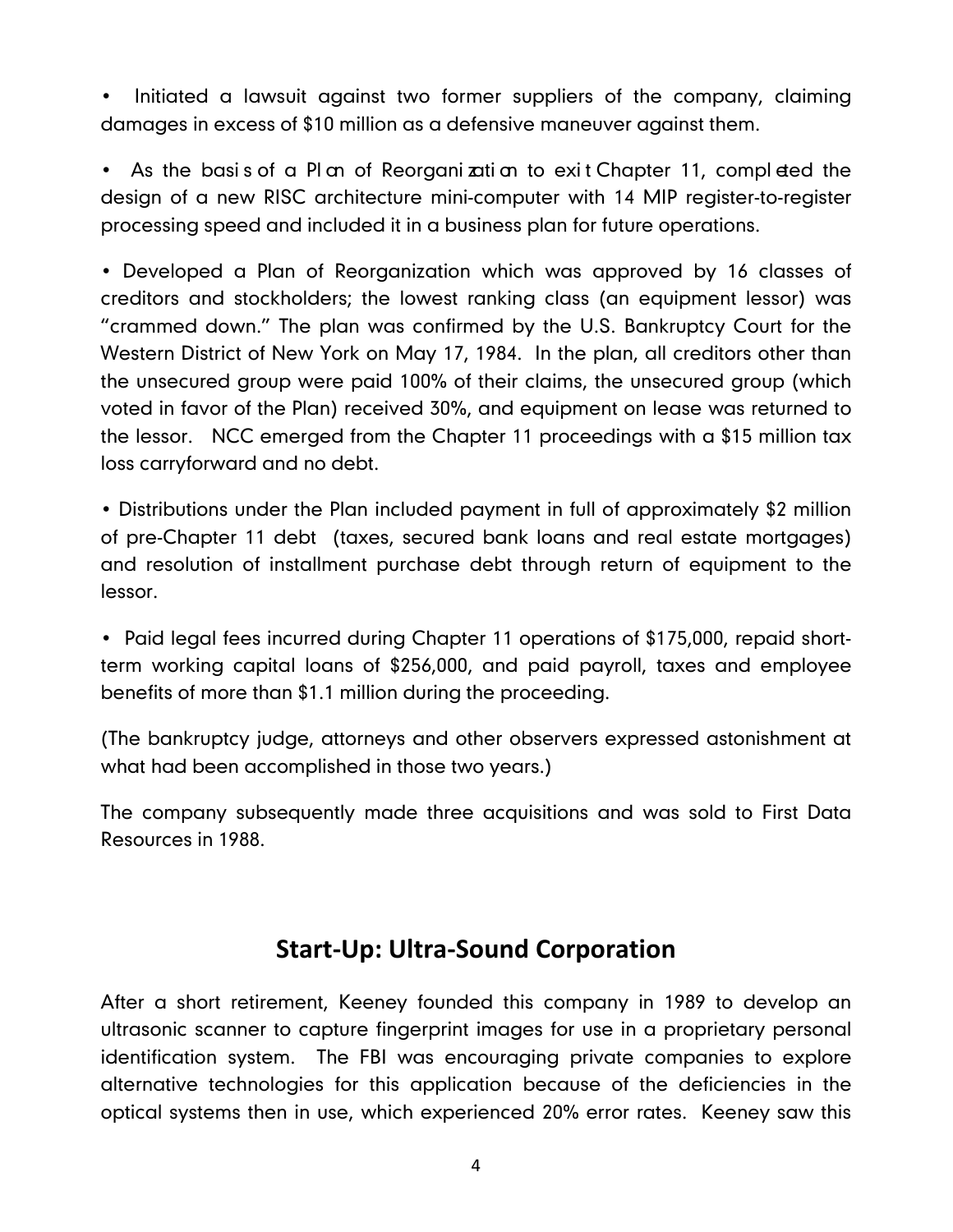- Initiated a lawsuit against two former suppliers of the company, claiming damages in excess of $10 million as a defensive maneuver against them.
- As the basis of a Plan of Reorganization to exit Chapter 11, completed the design of a new RISC architecture mini-computer with 14 MIP register-to-register processing speed and included it in a business plan for future operations.
- Developed a Plan of Reorganization which was approved by 16 classes of creditors and stockholders; the lowest ranking class (an equipment lessor) was "crammed down." The plan was confirmed by the U.S. Bankruptcy Court for the Western District of New York on May 17, 1984. In the plan, all creditors other than the unsecured group were paid 100% of their claims, the unsecured group (which voted in favor of the Plan) received 30%, and equipment on lease was returned to the lessor. NCC emerged from the Chapter 11 proceedings with a $15 million tax loss carryforward and no debt.
- Distributions under the Plan included payment in full of approximately $2 million of pre-Chapter 11 debt (taxes, secured bank loans and real estate mortgages) and resolution of installment purchase debt through return of equipment to the lessor.
- Paid legal fees incurred during Chapter 11 operations of $175,000, repaid short-term working capital loans of $256,000, and paid payroll, taxes and employee benefits of more than $1.1 million during the proceeding.

(The bankruptcy judge, attorneys and other observers expressed astonishment at what had been accomplished in those two years.)

The company subsequently made three acquisitions and was sold to First Data Resources in 1988.

## Start-Up: Ultra-Sound Corporation

After a short retirement, Keeney founded this company in 1989 to develop an ultrasonic scanner to capture fingerprint images for use in a proprietary personal identification system. The FBI was encouraging private companies to explore alternative technologies for this application because of the deficiencies in the optical systems then in use, which experienced 20% error rates. Keeney saw this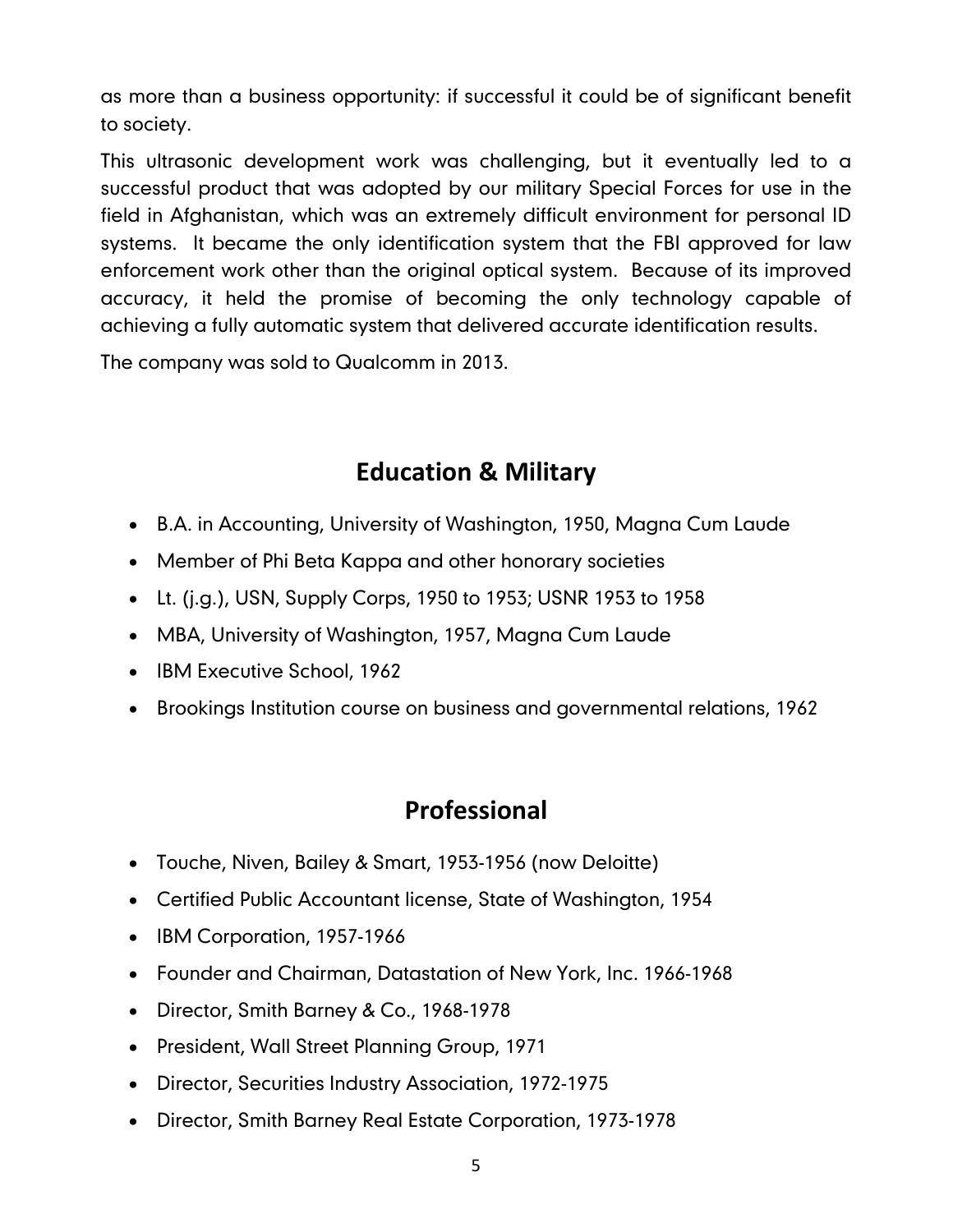as more than a business opportunity: if successful it could be of significant benefit to society.

This ultrasonic development work was challenging, but it eventually led to a successful product that was adopted by our military Special Forces for use in the field in Afghanistan, which was an extremely difficult environment for personal ID systems. It became the only identification system that the FBI approved for law enforcement work other than the original optical system. Because of its improved accuracy, it held the promise of becoming the only technology capable of achieving a fully automatic system that delivered accurate identification results.

The company was sold to Qualcomm in 2013.

## Education & Military

- B.A. in Accounting, University of Washington, 1950, Magna Cum Laude
- Member of Phi Beta Kappa and other honorary societies
- Lt. (j.g.), USN, Supply Corps, 1950 to 1953; USNR 1953 to 1958
- MBA, University of Washington, 1957, Magna Cum Laude
- IBM Executive School, 1962
- Brookings Institution course on business and governmental relations, 1962

## Professional

- Touche, Niven, Bailey & Smart, 1953-1956 (now Deloitte)
- Certified Public Accountant license, State of Washington, 1954
- IBM Corporation, 1957-1966
- Founder and Chairman, Datastation of New York, Inc. 1966-1968
- Director, Smith Barney & Co., 1968-1978
- President, Wall Street Planning Group, 1971
- Director, Securities Industry Association, 1972-1975
- Director, Smith Barney Real Estate Corporation, 1973-1978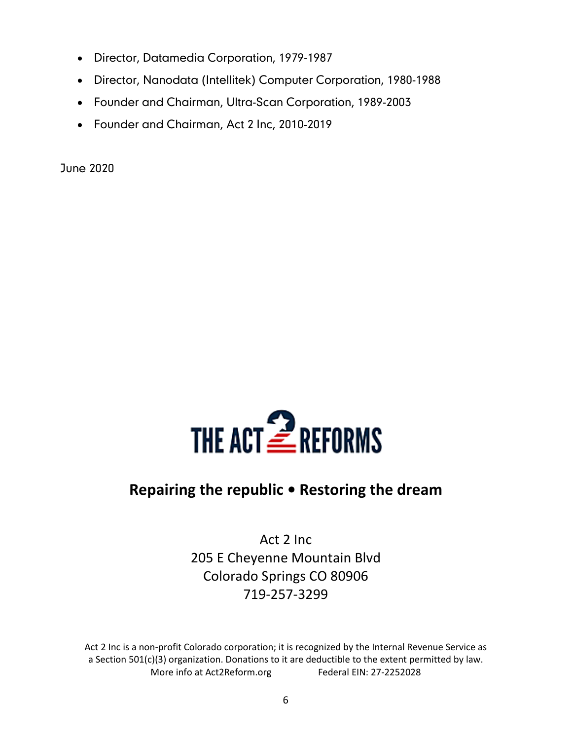- Director, Datamedia Corporation, 1979-1987
- Director, Nanodata (Intellitek) Computer Corporation, 1980-1988
- Founder and Chairman, Ultra-Scan Corporation, 1989-2003
- Founder and Chairman, Act 2 Inc, 2010-2019

June 2020

THE ACT 2 REFORMS

**Repairing the republic • Restoring the dream**

Act 2 Inc
205 E Cheyenne Mountain Blvd
Colorado Springs CO 80906
719-257-3299

Act 2 Inc is a non-profit Colorado corporation; it is recognized by the Internal Revenue Service as a Section 501(c)(3) organization. Donations to it are deductible to the extent permitted by law.
More info at Act2Reform.org Federal EIN: 27-2252028